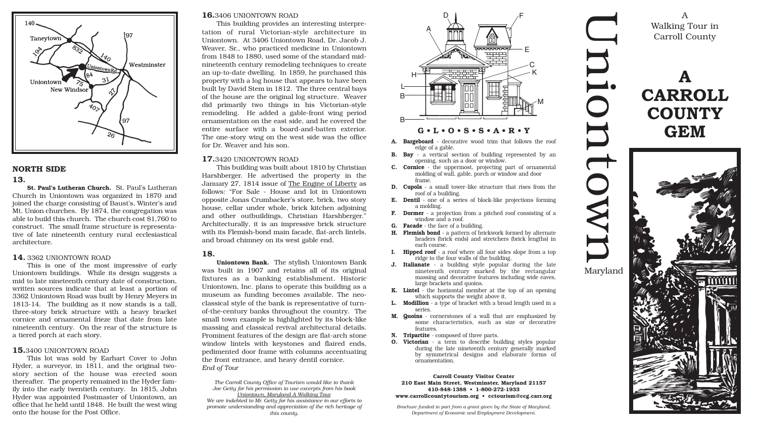## NORTH SIDE

### 13.

**St. Paul's Lutheran Church.** St. Paul's Lutheran Church in Uniontown was organized in 1870 and joined the charge consisting of Baust's, Winter's and Mt. Union churches. By 1874, the congregation was able to build this church. The church cost $1,760 to construct. The small frame structure is representative of late nineteenth century rural ecclesiastical architecture.

### 14. 3362 UNIONTOWN ROAD

This is one of the most impressive of early Uniontown buildings. While its design suggests a mid to late nineteenth century date of construction, written sources indicate that at least a portion of 3362 Uniontown Road was built by Henry Meyers in 1813-14. The building as it now stands is a tall, three-story brick structure with a heavy bracket cornice and ornamental frieze that date from late nineteenth century. On the rear of the structure is a tiered porch at each story.

### 15. 3400 UNIONTOWN ROAD

This lot was sold by Earhart Cover to John Hyder, a surveyor, in 1811, and the original two-story section of the house was erected soon thereafter. The property remained in the Hyder family into the early twentieth century. In 1815, John Hyder was appointed Postmaster of Uniontown, an office that he held until 1848. He built the west wing onto the house for the Post Office.

### 16. 3406 UNIONTOWN ROAD

This building provides an interesting interpretation of rural Victorian-style architecture in Uniontown. At 3406 Uniontown Road, Dr. Jacob J. Weaver, Sr., who practiced medicine in Uniontown from 1848 to 1880, used some of the standard mid-nineteenth century remodeling techniques to create an up-to-date dwelling. In 1859, he purchased this property with a log house that appears to have been built by David Stem in 1812. The three central bays of the house are the original log structure. Weaver did primarily two things in his Victorian-style remodeling. He added a gable-front wing period ornamentation on the east side, and he covered the entire surface with a board-and-batten exterior. The one-story wing on the west side was the office for Dr. Weaver and his son.

### 17. 3420 UNIONTOWN ROAD

This building was built about 1810 by Christian Harshberger. He advertised the property in the January 27, 1814 issue of The Engine of Liberty as follows: "For Sale - House and lot in Uniontown opposite Jonas Crumbacker's store, brick, two story house, cellar under whole, brick kitchen adjoining and other outbuildings, Christian Harshberger." Architecturally, it is an impressive brick structure with its Flemish-bond main facade, flat-arch lintels, and broad chimney on its west gable end.

### 18.

**Uniontown Bank.** The stylish Uniontown Bank was built in 1907 and retains all of its original fixtures as a banking establishment. Historic Uniontown, Inc. plans to operate this building as a museum as funding becomes available. The neo-classical style of the bank is representative of turn-of-the-century banks throughout the country. The small town example is highlighted by its block-like massing and classical revival architectural details. Prominent features of the design are flat-arch stone window lintels with keystones and flaired ends, pedimented door frame with columns accentuating the front entrance, and heavy dentil cornice.

*End of Tour*

*The Carroll County Office of Tourism would like to thank Joe Getty for his permission to use excerpts from his book Uniontown, Maryland A Walking Tour. We are indebted to Mr. Getty for his assistance in our efforts to promote understanding and appreciation of the rich heritage of this county.*

## G • L • O • S • S • A • R • Y

- **A. Bargeboard** - decorative wood trim that follows the roof edge of a gable.
- **B. Bay** - a vertical section of building represented by an opening, such as a door or window.
- **C. Cornice** - the uppermost, projecting part of ornamental molding of wall, gable, porch or window and door frame.
- **D. Cupola** - a small tower-like structure that rises from the roof of a building.
- **E. Dentil** - one of a series of block-like projections forming a molding.
- **F. Dormer** - a projection from a pitched roof consisting of a window and a roof.
- **G. Facade** - the face of a building.
- **H. Flemish bond** - a pattern of brickwork formed by alternate headers (brick ends) and stretchers (brick lengths) in each course.
- **I. Hipped roof** - a roof where all four sides slope from a top ridge to the four walls of the building.
- **J. Italianate** - a building style popular during the late nineteenth century marked by the rectangular massing and decorative features including wide eaves, large brackets and quoins.
- **K. Lintel** - the horizontal member at the top of an opening which supports the weight above it.
- **L. Modillion** - a type of bracket with a broad length used in a series.
- **M. Quoins** - cornerstones of a wall that are emphasized by some characteristics, such as size or decorative features.
- **N. Tripartite** - composed of three parts.
- **O. Victorian** - a term to describe building styles popular during the late nineteenth century generally marked by symmetrical designs and elaborate forms of ornamentation.

**Carroll County Visitor Center**
**210 East Main Street, Westminster, Maryland 21157**
**410-848-1388 • 1-800-272-1933**
**www.carrollcountytourism.org • cctourism@ccg.carr.org**

*Brochure funded in part from a grant given by the State of Maryland, Department of Economic and Employment Development.*

# Uniontown

Maryland

A Walking Tour in Carroll County

# A CARROLL COUNTY GEM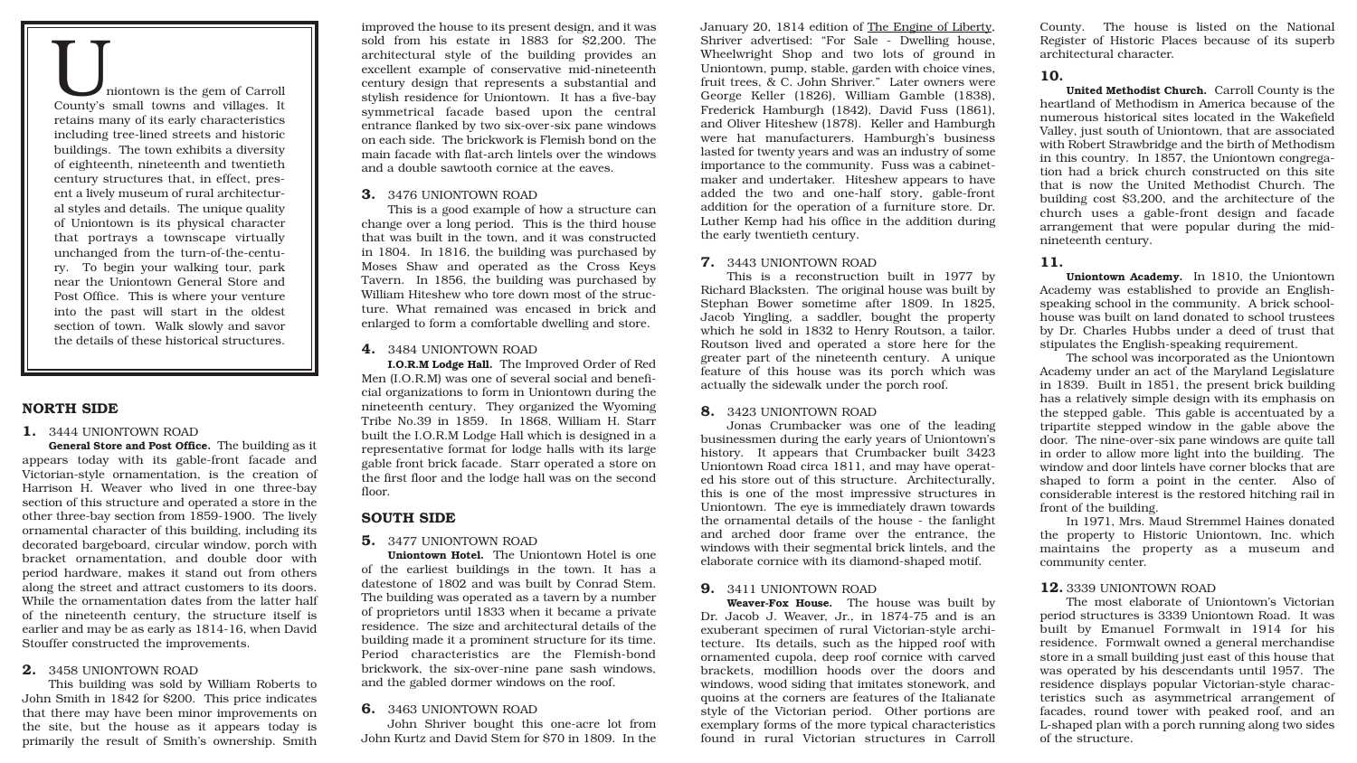Uniontown is the gem of Carroll County's small towns and villages. It retains many of its early characteristics including tree-lined streets and historic buildings. The town exhibits a diversity of eighteenth, nineteenth and twentieth century structures that, in effect, present a lively museum of rural architectural styles and details. The unique quality of Uniontown is its physical character that portrays a townscape virtually unchanged from the turn-of-the-century. To begin your walking tour, park near the Uniontown General Store and Post Office. This is where your venture into the past will start in the oldest section of town. Walk slowly and savor the details of these historical structures.

## NORTH SIDE

### 1. 3444 UNIONTOWN ROAD

**General Store and Post Office.** The building as it appears today with its gable-front facade and Victorian-style ornamentation, is the creation of Harrison H. Weaver who lived in one three-bay section of this structure and operated a store in the other three-bay section from 1859-1900. The lively ornamental character of this building, including its decorated bargeboard, circular window, porch with bracket ornamentation, and double door with period hardware, makes it stand out from others along the street and attract customers to its doors. While the ornamentation dates from the latter half of the nineteenth century, the structure itself is earlier and may be as early as 1814-16, when David Stouffer constructed the improvements.

### 2. 3458 UNIONTOWN ROAD

This building was sold by William Roberts to John Smith in 1842 for $200. This price indicates that there may have been minor improvements on the site, but the house as it appears today is primarily the result of Smith's ownership. Smith improved the house to its present design, and it was sold from his estate in 1883 for $2,200. The architectural style of the building provides an excellent example of conservative mid-nineteenth century design that represents a substantial and stylish residence for Uniontown. It has a five-bay symmetrical facade based upon the central entrance flanked by two six-over-six pane windows on each side. The brickwork is Flemish bond on the main facade with flat-arch lintels over the windows and a double sawtooth cornice at the eaves.

### 3. 3476 UNIONTOWN ROAD

This is a good example of how a structure can change over a long period. This is the third house that was built in the town, and it was constructed in 1804. In 1816, the building was purchased by Moses Shaw and operated as the Cross Keys Tavern. In 1856, the building was purchased by William Hiteshew who tore down most of the structure. What remained was encased in brick and enlarged to form a comfortable dwelling and store.

### 4. 3484 UNIONTOWN ROAD

**I.O.R.M Lodge Hall.** The Improved Order of Red Men (I.O.R.M) was one of several social and beneficial organizations to form in Uniontown during the nineteenth century. They organized the Wyoming Tribe No.39 in 1859. In 1868, William H. Starr built the I.O.R.M Lodge Hall which is designed in a representative format for lodge halls with its large gable front brick facade. Starr operated a store on the first floor and the lodge hall was on the second floor.

## SOUTH SIDE

### 5. 3477 UNIONTOWN ROAD

**Uniontown Hotel.** The Uniontown Hotel is one of the earliest buildings in the town. It has a datestone of 1802 and was built by Conrad Stem. The building was operated as a tavern by a number of proprietors until 1833 when it became a private residence. The size and architectural details of the building made it a prominent structure for its time. Period characteristics are the Flemish-bond brickwork, the six-over-nine pane sash windows, and the gabled dormer windows on the roof.

### 6. 3463 UNIONTOWN ROAD

John Shriver bought this one-acre lot from John Kurtz and David Stem for $70 in 1809. In the January 20, 1814 edition of The Engine of Liberty, Shriver advertised: "For Sale - Dwelling house, Wheelwright Shop and two lots of ground in Uniontown, pump, stable, garden with choice vines, fruit trees, & C. John Shriver." Later owners were George Keller (1826), William Gamble (1838), Frederick Hamburgh (1842), David Fuss (1861), and Oliver Hiteshew (1878). Keller and Hamburgh were hat manufacturers. Hamburgh's business lasted for twenty years and was an industry of some importance to the community. Fuss was a cabinet-maker and undertaker. Hiteshew appears to have added the two and one-half story, gable-front addition for the operation of a furniture store. Dr. Luther Kemp had his office in the addition during the early twentieth century.

### 7. 3443 UNIONTOWN ROAD

This is a reconstruction built in 1977 by Richard Blacksten. The original house was built by Stephan Bower sometime after 1809. In 1825, Jacob Yingling, a saddler, bought the property which he sold in 1832 to Henry Routson, a tailor. Routson lived and operated a store here for the greater part of the nineteenth century. A unique feature of this house was its porch which was actually the sidewalk under the porch roof.

### 8. 3423 UNIONTOWN ROAD

Jonas Crumbacker was one of the leading businessmen during the early years of Uniontown's history. It appears that Crumbacker built 3423 Uniontown Road circa 1811, and may have operated his store out of this structure. Architecturally, this is one of the most impressive structures in Uniontown. The eye is immediately drawn towards the ornamental details of the house - the fanlight and arched door frame over the entrance, the windows with their segmental brick lintels, and the elaborate cornice with its diamond-shaped motif.

### 9. 3411 UNIONTOWN ROAD

**Weaver-Fox House.** The house was built by Dr. Jacob J. Weaver, Jr., in 1874-75 and is an exuberant specimen of rural Victorian-style architecture. Its details, such as the hipped roof with ornamented cupola, deep roof cornice with carved brackets, modillion hoods over the doors and windows, wood siding that imitates stonework, and quoins at the corners are features of the Italianate style of the Victorian period. Other portions are exemplary forms of the more typical characteristics found in rural Victorian structures in Carroll County. The house is listed on the National Register of Historic Places because of its superb architectural character.

### 10.

**United Methodist Church.** Carroll County is the heartland of Methodism in America because of the numerous historical sites located in the Wakefield Valley, just south of Uniontown, that are associated with Robert Strawbridge and the birth of Methodism in this country. In 1857, the Uniontown congregation had a brick church constructed on this site that is now the United Methodist Church. The building cost $3,200, and the architecture of the church uses a gable-front design and facade arrangement that were popular during the mid-nineteenth century.

### 11.

**Uniontown Academy.** In 1810, the Uniontown Academy was established to provide an English-speaking school in the community. A brick schoolhouse was built on land donated to school trustees by Dr. Charles Hubbs under a deed of trust that stipulates the English-speaking requirement.

The school was incorporated as the Uniontown Academy under an act of the Maryland Legislature in 1839. Built in 1851, the present brick building has a relatively simple design with its emphasis on the stepped gable. This gable is accentuated by a tripartite stepped window in the gable above the door. The nine-over-six pane windows are quite tall in order to allow more light into the building. The window and door lintels have corner blocks that are shaped to form a point in the center. Also of considerable interest is the restored hitching rail in front of the building.

In 1971, Mrs. Maud Stremmel Haines donated the property to Historic Uniontown, Inc. which maintains the property as a museum and community center.

### 12. 3339 UNIONTOWN ROAD

The most elaborate of Uniontown's Victorian period structures is 3339 Uniontown Road. It was built by Emanuel Formwalt in 1914 for his residence. Formwalt owned a general merchandise store in a small building just east of this house that was operated by his descendants until 1957. The residence displays popular Victorian-style characteristics such as asymmetrical arrangement of facades, round tower with peaked roof, and an L-shaped plan with a porch running along two sides of the structure.